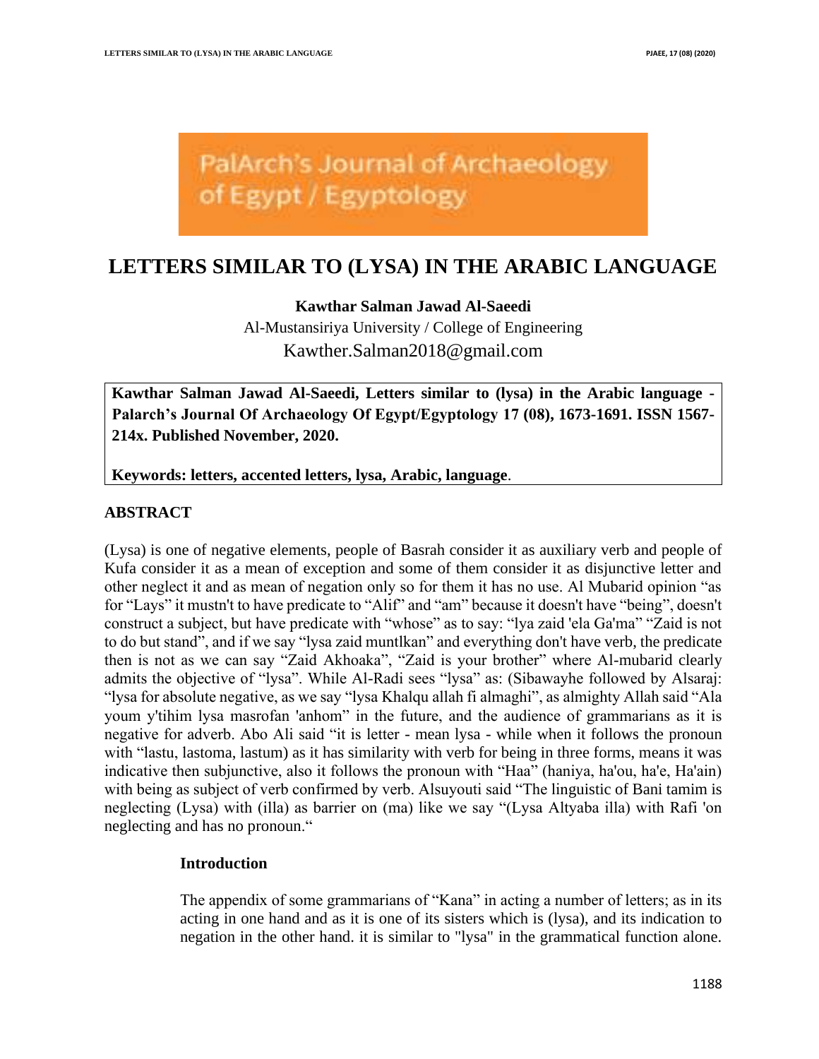PalArch's Journal of Archaeology of Egypt / Egyptology

# LETTERS SIMILAR TO (LYSA) IN THE ARABIC LANGUAGE

**Kawthar Salman Jawad Al-Saeedi**

Al-Mustansiriya University / College of Engineering

Kawther.Salman2018@gmail.com

**Kawthar Salman Jawad Al-Saeedi, Letters similar to (lysa) in the Arabic language - Palarch's Journal Of Archaeology Of Egypt/Egyptology 17 (08), 1673-1691. ISSN 1567-214x. Published November, 2020.**

**Keywords: letters, accented letters, lysa, Arabic, language**.

## ABSTRACT

(Lysa) is one of negative elements, people of Basrah consider it as auxiliary verb and people of Kufa consider it as a mean of exception and some of them consider it as disjunctive letter and other neglect it and as mean of negation only so for them it has no use. Al Mubarid opinion "as for "Lays" it mustn't to have predicate to "Alif" and "am" because it doesn't have "being", doesn't construct a subject, but have predicate with "whose" as to say: "lya zaid 'ela Ga'ma" "Zaid is not to do but stand", and if we say "lysa zaid muntlkan" and everything don't have verb, the predicate then is not as we can say "Zaid Akhoaka", "Zaid is your brother" where Al-mubarid clearly admits the objective of "lysa". While Al-Radi sees "lysa" as: (Sibawayhe followed by Alsaraj: "lysa for absolute negative, as we say "lysa Khalqu allah fi almaghi", as almighty Allah said "Ala youm y'tihim lysa masrofan 'anhom" in the future, and the audience of grammarians as it is negative for adverb. Abo Ali said "it is letter - mean lysa - while when it follows the pronoun with "lastu, lastoma, lastum) as it has similarity with verb for being in three forms, means it was indicative then subjunctive, also it follows the pronoun with "Haa" (haniya, ha'ou, ha'e, Ha'ain) with being as subject of verb confirmed by verb. Alsuyouti said "The linguistic of Bani tamim is neglecting (Lysa) with (illa) as barrier on (ma) like we say "(Lysa Altyaba illa) with Rafi 'on neglecting and has no pronoun."

### Introduction

The appendix of some grammarians of "Kana" in acting a number of letters; as in its acting in one hand and as it is one of its sisters which is (lysa), and its indication to negation in the other hand. it is similar to "lysa" in the grammatical function alone.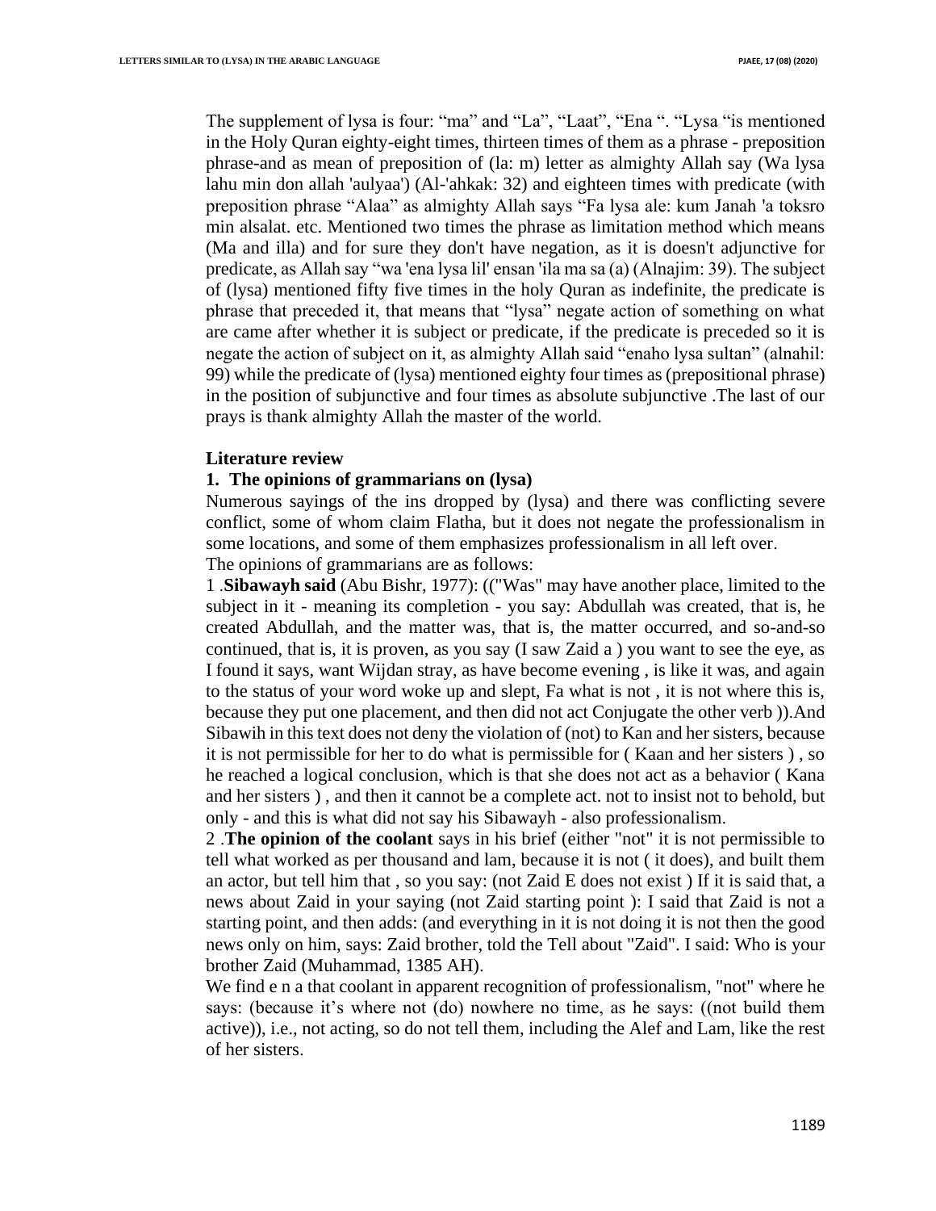The supplement of lysa is four: “ma” and “La”, “Laat”, “Ena “. “Lysa “is mentioned in the Holy Quran eighty-eight times, thirteen times of them as a phrase - preposition phrase-and as mean of preposition of (la: m) letter as almighty Allah say (Wa lysa lahu min don allah 'aulyaa') (Al-'ahkak: 32) and eighteen times with predicate (with preposition phrase “Alaa” as almighty Allah says “Fa lysa ale: kum Janah 'a toksro min alsalat. etc. Mentioned two times the phrase as limitation method which means (Ma and illa) and for sure they don't have negation, as it is doesn't adjunctive for predicate, as Allah say “wa 'ena lysa lil' ensan 'ila ma sa (a) (Alnajim: 39). The subject of (lysa) mentioned fifty five times in the holy Quran as indefinite, the predicate is phrase that preceded it, that means that “lysa” negate action of something on what are came after whether it is subject or predicate, if the predicate is preceded so it is negate the action of subject on it, as almighty Allah said “enaho lysa sultan” (alnahil: 99) while the predicate of (lysa) mentioned eighty four times as (prepositional phrase) in the position of subjunctive and four times as absolute subjunctive .The last of our prays is thank almighty Allah the master of the world.

## Literature review

### 1. The opinions of grammarians on (lysa)

Numerous sayings of the ins dropped by (lysa) and there was conflicting severe conflict, some of whom claim Flatha, but it does not negate the professionalism in some locations, and some of them emphasizes professionalism in all left over.

The opinions of grammarians are as follows:

1 .**Sibawayh said** (Abu Bishr, 1977): (("Was" may have another place, limited to the subject in it - meaning its completion - you say: Abdullah was created, that is, he created Abdullah, and the matter was, that is, the matter occurred, and so-and-so continued, that is, it is proven, as you say (I saw Zaid a ) you want to see the eye, as I found it says, want Wijdan stray, as have become evening , is like it was, and again to the status of your word woke up and slept, Fa what is not , it is not where this is, because they put one placement, and then did not act Conjugate the other verb )).And Sibawih in this text does not deny the violation of (not) to Kan and her sisters, because it is not permissible for her to do what is permissible for ( Kaan and her sisters ) , so he reached a logical conclusion, which is that she does not act as a behavior ( Kana and her sisters ) , and then it cannot be a complete act. not to insist not to behold, but only - and this is what did not say his Sibawayh - also professionalism.

2 .**The opinion of the coolant** says in his brief (either "not" it is not permissible to tell what worked as per thousand and lam, because it is not ( it does), and built them an actor, but tell him that , so you say: (not Zaid E does not exist ) If it is said that, a news about Zaid in your saying (not Zaid starting point ): I said that Zaid is not a starting point, and then adds: (and everything in it is not doing it is not then the good news only on him, says: Zaid brother, told the Tell about "Zaid". I said: Who is your brother Zaid (Muhammad, 1385 AH).

We find e n a that coolant in apparent recognition of professionalism, "not" where he says: (because it’s where not (do) nowhere no time, as he says: ((not build them active)), i.e., not acting, so do not tell them, including the Alef and Lam, like the rest of her sisters.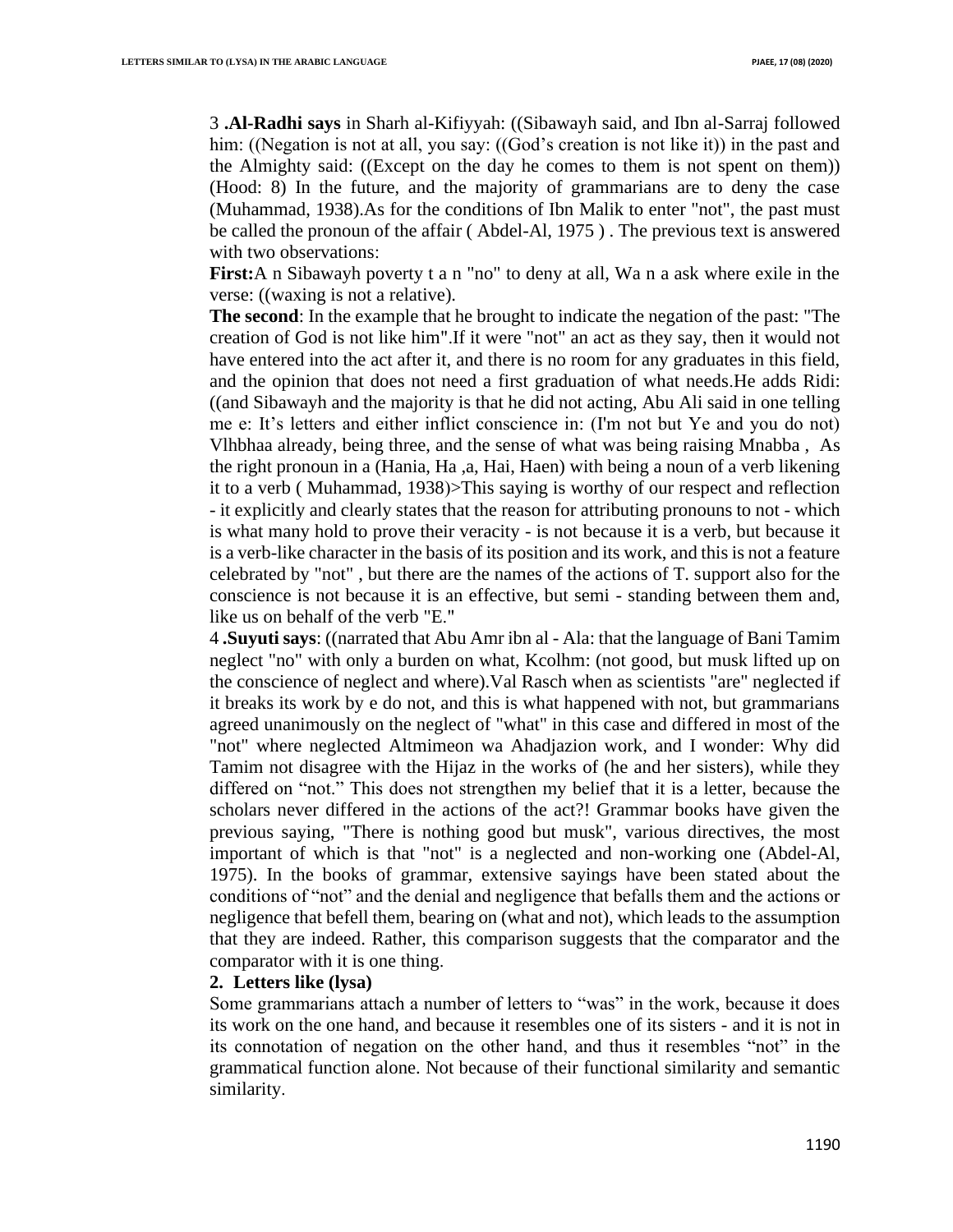3 **.Al-Radhi says** in Sharh al-Kifiyyah: ((Sibawayh said, and Ibn al-Sarraj followed him: ((Negation is not at all, you say: ((God's creation is not like it)) in the past and the Almighty said: ((Except on the day he comes to them is not spent on them)) (Hood: 8) In the future, and the majority of grammarians are to deny the case (Muhammad, 1938).As for the conditions of Ibn Malik to enter "not", the past must be called the pronoun of the affair ( Abdel-Al, 1975 ) . The previous text is answered with two observations:

**First:**A n Sibawayh poverty t a n "no" to deny at all, Wa n a ask where exile in the verse: ((waxing is not a relative).

**The second**: In the example that he brought to indicate the negation of the past: "The creation of God is not like him".If it were "not" an act as they say, then it would not have entered into the act after it, and there is no room for any graduates in this field, and the opinion that does not need a first graduation of what needs.He adds Ridi: ((and Sibawayh and the majority is that he did not acting, Abu Ali said in one telling me e: It's letters and either inflict conscience in: (I'm not but Ye and you do not) Vlhbhaa already, being three, and the sense of what was being raising Mnabba , As the right pronoun in a (Hania, Ha ,a, Hai, Haen) with being a noun of a verb likening it to a verb ( Muhammad, 1938)>This saying is worthy of our respect and reflection - it explicitly and clearly states that the reason for attributing pronouns to not - which is what many hold to prove their veracity - is not because it is a verb, but because it is a verb-like character in the basis of its position and its work, and this is not a feature celebrated by "not" , but there are the names of the actions of T. support also for the conscience is not because it is an effective, but semi - standing between them and, like us on behalf of the verb "E."

4 **.Suyuti says**: ((narrated that Abu Amr ibn al - Ala: that the language of Bani Tamim neglect "no" with only a burden on what, Kcolhm: (not good, but musk lifted up on the conscience of neglect and where).Val Rasch when as scientists "are" neglected if it breaks its work by e do not, and this is what happened with not, but grammarians agreed unanimously on the neglect of "what" in this case and differed in most of the "not" where neglected Altmimeon wa Ahadjazion work, and I wonder: Why did Tamim not disagree with the Hijaz in the works of (he and her sisters), while they differed on "not." This does not strengthen my belief that it is a letter, because the scholars never differed in the actions of the act?! Grammar books have given the previous saying, "There is nothing good but musk", various directives, the most important of which is that "not" is a neglected and non-working one (Abdel-Al, 1975). In the books of grammar, extensive sayings have been stated about the conditions of "not" and the denial and negligence that befalls them and the actions or negligence that befell them, bearing on (what and not), which leads to the assumption that they are indeed. Rather, this comparison suggests that the comparator and the comparator with it is one thing.

## 2. Letters like (lysa)

Some grammarians attach a number of letters to "was" in the work, because it does its work on the one hand, and because it resembles one of its sisters - and it is not in its connotation of negation on the other hand, and thus it resembles "not" in the grammatical function alone. Not because of their functional similarity and semantic similarity.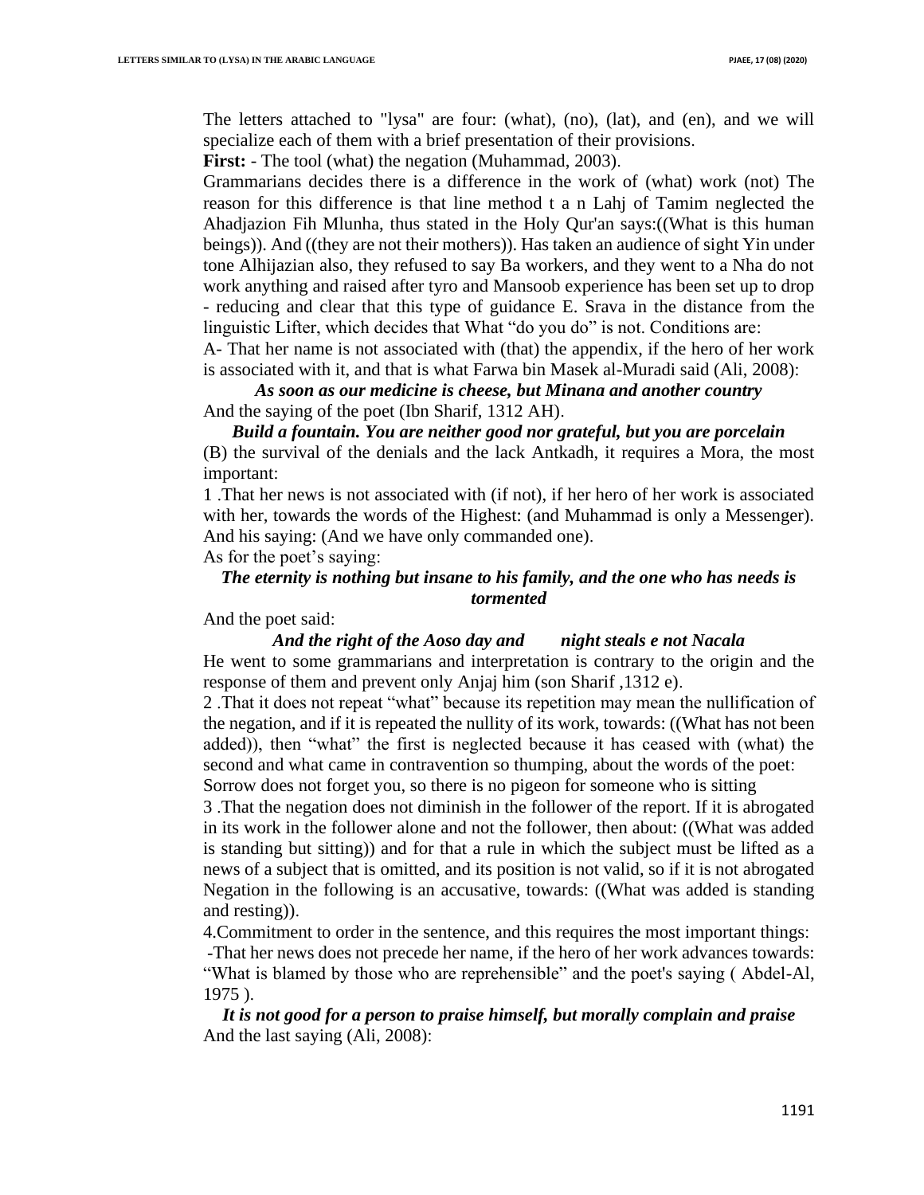The letters attached to "lysa" are four: (what), (no), (lat), and (en), and we will specialize each of them with a brief presentation of their provisions.

**First:** - The tool (what) the negation (Muhammad, 2003).

Grammarians decides there is a difference in the work of (what) work (not) The reason for this difference is that line method t a n Lahj of Tamim neglected the Ahadjazion Fih Mlunha, thus stated in the Holy Qur'an says:((What is this human beings)). And ((they are not their mothers)). Has taken an audience of sight Yin under tone Alhijazian also, they refused to say Ba workers, and they went to a Nha do not work anything and raised after tyro and Mansoob experience has been set up to drop - reducing and clear that this type of guidance E. Srava in the distance from the linguistic Lifter, which decides that What "do you do" is not. Conditions are:

A- That her name is not associated with (that) the appendix, if the hero of her work is associated with it, and that is what Farwa bin Masek al-Muradi said (Ali, 2008):

***As soon as our medicine is cheese, but Minana and another country***

And the saying of the poet (Ibn Sharif, 1312 AH).

***Build a fountain. You are neither good nor grateful, but you are porcelain***

(B) the survival of the denials and the lack Antkadh, it requires a Mora, the most important:

1 .That her news is not associated with (if not), if her hero of her work is associated with her, towards the words of the Highest: (and Muhammad is only a Messenger). And his saying: (And we have only commanded one).

As for the poet's saying:

***The eternity is nothing but insane to his family, and the one who has needs is tormented***

And the poet said:

***And the right of the Aoso day and night steals e not Nacala***

He went to some grammarians and interpretation is contrary to the origin and the response of them and prevent only Anjaj him (son Sharif ,1312 e).

2 .That it does not repeat "what" because its repetition may mean the nullification of the negation, and if it is repeated the nullity of its work, towards: ((What has not been added)), then "what" the first is neglected because it has ceased with (what) the second and what came in contravention so thumping, about the words of the poet:

Sorrow does not forget you, so there is no pigeon for someone who is sitting

3 .That the negation does not diminish in the follower of the report. If it is abrogated in its work in the follower alone and not the follower, then about: ((What was added is standing but sitting)) and for that a rule in which the subject must be lifted as a news of a subject that is omitted, and its position is not valid, so if it is not abrogated Negation in the following is an accusative, towards: ((What was added is standing and resting)).

4.Commitment to order in the sentence, and this requires the most important things:

-That her news does not precede her name, if the hero of her work advances towards: "What is blamed by those who are reprehensible" and the poet's saying ( Abdel-Al, 1975 ).

***It is not good for a person to praise himself, but morally complain and praise***

And the last saying (Ali, 2008):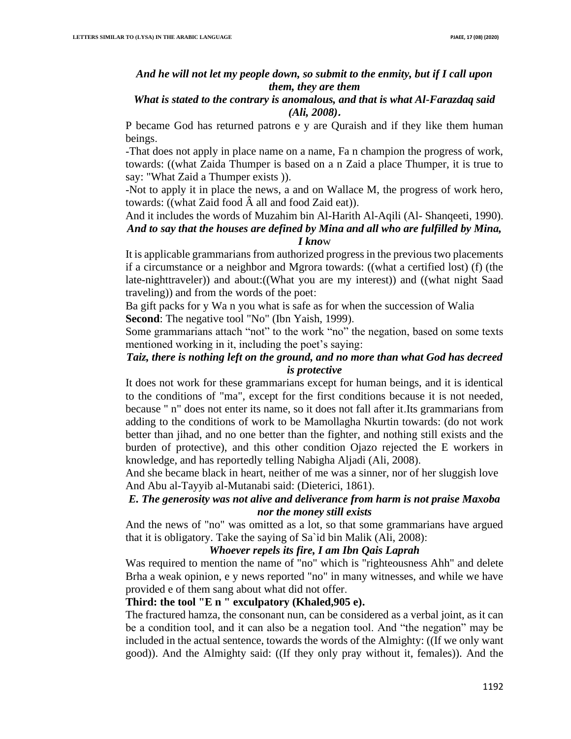***And he will not let my people down, so submit to the enmity, but if I call upon them, they are them***

***What is stated to the contrary is anomalous, and that is what Al-Farazdaq said (Ali, 2008).***

P became God has returned patrons e y are Quraish and if they like them human beings.

-That does not apply in place name on a name, Fa n champion the progress of work, towards: ((what Zaida Thumper is based on a n Zaid a place Thumper, it is true to say: "What Zaid a Thumper exists )).

-Not to apply it in place the news, a and on Wallace M, the progress of work hero, towards: ((what Zaid food Â all and food Zaid eat)).

And it includes the words of Muzahim bin Al-Harith Al-Aqili (Al- Shanqeeti, 1990).

***And to say that the houses are defined by Mina and all who are fulfilled by Mina, I kno***w

It is applicable grammarians from authorized progress in the previous two placements if a circumstance or a neighbor and Mgrora towards: ((what a certified lost) (f) (the late-nighttraveler)) and about:((What you are my interest)) and ((what night Saad traveling)) and from the words of the poet:

Ba gift packs for y Wa n you what is safe as for when the succession of Walia

**Second**: The negative tool "No" (Ibn Yaish, 1999).

Some grammarians attach "not" to the work "no" the negation, based on some texts mentioned working in it, including the poet's saying:

***Taiz, there is nothing left on the ground, and no more than what God has decreed is protective***

It does not work for these grammarians except for human beings, and it is identical to the conditions of "ma", except for the first conditions because it is not needed, because " n" does not enter its name, so it does not fall after it.Its grammarians from adding to the conditions of work to be Mamollagha Nkurtin towards: (do not work better than jihad, and no one better than the fighter, and nothing still exists and the burden of protective), and this other condition Ojazo rejected the E workers in knowledge, and has reportedly telling Nabigha Aljadi (Ali, 2008).

And she became black in heart, neither of me was a sinner, nor of her sluggish love

And Abu al-Tayyib al-Mutanabi said: (Dieterici, 1861).

***E. The generosity was not alive and deliverance from harm is not praise Maxoba nor the money still exists***

And the news of "no" was omitted as a lot, so that some grammarians have argued that it is obligatory. Take the saying of Sa`id bin Malik (Ali, 2008):

***Whoever repels its fire, I am Ibn Qais Laprah***

Was required to mention the name of "no" which is "righteousness Ahh" and delete Brha a weak opinion, e y news reported "no" in many witnesses, and while we have provided e of them sang about what did not offer.

**Third: the tool "E n " exculpatory (Khaled,905 e).**

The fractured hamza, the consonant nun, can be considered as a verbal joint, as it can be a condition tool, and it can also be a negation tool. And "the negation" may be included in the actual sentence, towards the words of the Almighty: ((If we only want good)). And the Almighty said: ((If they only pray without it, females)). And the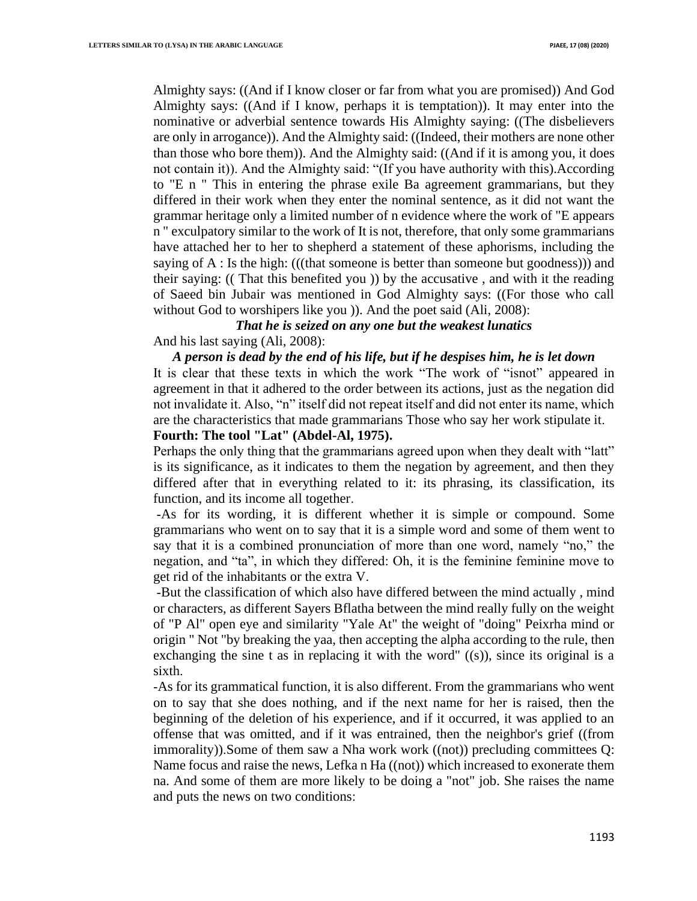Almighty says: ((And if I know closer or far from what you are promised)) And God Almighty says: ((And if I know, perhaps it is temptation)). It may enter into the nominative or adverbial sentence towards His Almighty saying: ((The disbelievers are only in arrogance)). And the Almighty said: ((Indeed, their mothers are none other than those who bore them)). And the Almighty said: ((And if it is among you, it does not contain it)). And the Almighty said: "(If you have authority with this).According to "E n " This in entering the phrase exile Ba agreement grammarians, but they differed in their work when they enter the nominal sentence, as it did not want the grammar heritage only a limited number of n evidence where the work of "E appears n " exculpatory similar to the work of It is not, therefore, that only some grammarians have attached her to her to shepherd a statement of these aphorisms, including the saying of A : Is the high: (((that someone is better than someone but goodness))) and their saying: (( That this benefited you )) by the accusative , and with it the reading of Saeed bin Jubair was mentioned in God Almighty says: ((For those who call without God to worshipers like you )). And the poet said (Ali, 2008):

***That he is seized on any one but the weakest lunatics***

And his last saying (Ali, 2008):

***A person is dead by the end of his life, but if he despises him, he is let down***

It is clear that these texts in which the work "The work of "isnot" appeared in agreement in that it adhered to the order between its actions, just as the negation did not invalidate it. Also, "n" itself did not repeat itself and did not enter its name, which are the characteristics that made grammarians Those who say her work stipulate it.

**Fourth: The tool "Lat" (Abdel-Al, 1975).**

Perhaps the only thing that the grammarians agreed upon when they dealt with "latt" is its significance, as it indicates to them the negation by agreement, and then they differed after that in everything related to it: its phrasing, its classification, its function, and its income all together.

-As for its wording, it is different whether it is simple or compound. Some grammarians who went on to say that it is a simple word and some of them went to say that it is a combined pronunciation of more than one word, namely "no," the negation, and "ta", in which they differed: Oh, it is the feminine feminine move to get rid of the inhabitants or the extra V.

-But the classification of which also have differed between the mind actually , mind or characters, as different Sayers Bflatha between the mind really fully on the weight of "P Al" open eye and similarity "Yale At" the weight of "doing" Peixrha mind or origin " Not "by breaking the yaa, then accepting the alpha according to the rule, then exchanging the sine t as in replacing it with the word" ((s)), since its original is a sixth.

-As for its grammatical function, it is also different. From the grammarians who went on to say that she does nothing, and if the next name for her is raised, then the beginning of the deletion of his experience, and if it occurred, it was applied to an offense that was omitted, and if it was entrained, then the neighbor's grief ((from immorality)).Some of them saw a Nha work work ((not)) precluding committees Q: Name focus and raise the news, Lefka n Ha ((not)) which increased to exonerate them na. And some of them are more likely to be doing a "not" job. She raises the name and puts the news on two conditions: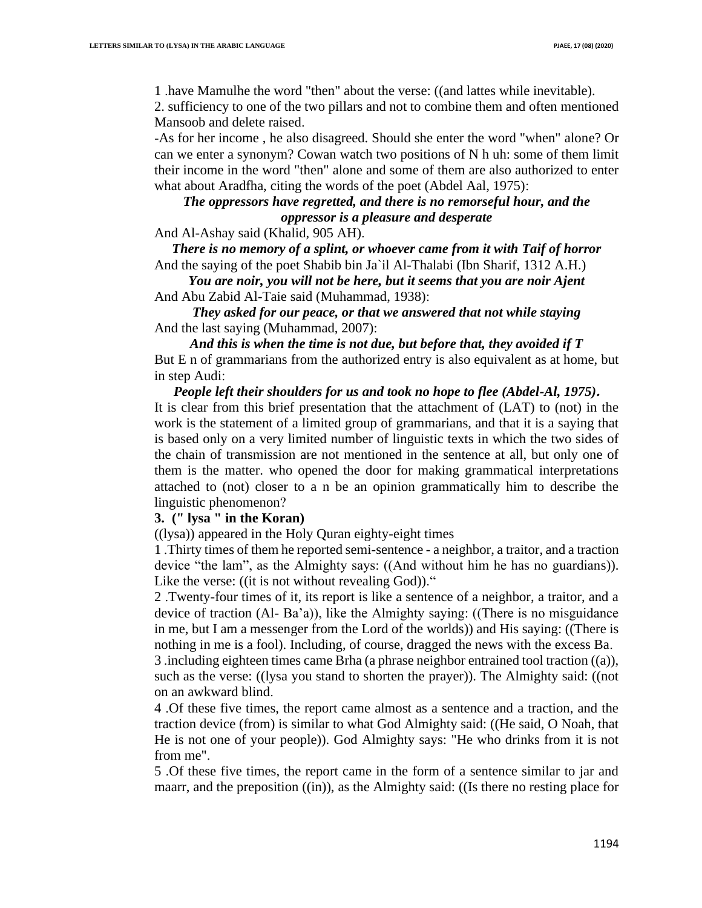1 .have Mamulhe the word "then" about the verse: ((and lattes while inevitable).

2. sufficiency to one of the two pillars and not to combine them and often mentioned Mansoob and delete raised.

-As for her income , he also disagreed. Should she enter the word "when" alone? Or can we enter a synonym? Cowan watch two positions of N h uh: some of them limit their income in the word "then" alone and some of them are also authorized to enter what about Aradfha, citing the words of the poet (Abdel Aal, 1975):

*The oppressors have regretted, and there is no remorseful hour, and the oppressor is a pleasure and desperate*

And Al-Ashay said (Khalid, 905 AH).

*There is no memory of a splint, or whoever came from it with Taif of horror*

And the saying of the poet Shabib bin Ja`il Al-Thalabi (Ibn Sharif, 1312 A.H.)

*You are noir, you will not be here, but it seems that you are noir Ajent*

And Abu Zabid Al-Taie said (Muhammad, 1938):

*They asked for our peace, or that we answered that not while staying*

And the last saying (Muhammad, 2007):

*And this is when the time is not due, but before that, they avoided if T*

But E n of grammarians from the authorized entry is also equivalent as at home, but in step Audi:

*People left their shoulders for us and took no hope to flee (Abdel-Al, 1975).*

It is clear from this brief presentation that the attachment of (LAT) to (not) in the work is the statement of a limited group of grammarians, and that it is a saying that is based only on a very limited number of linguistic texts in which the two sides of the chain of transmission are not mentioned in the sentence at all, but only one of them is the matter. who opened the door for making grammatical interpretations attached to (not) closer to a n be an opinion grammatically him to describe the linguistic phenomenon?

**3. (" lysa " in the Koran)**

((lysa)) appeared in the Holy Quran eighty-eight times

1 .Thirty times of them he reported semi-sentence - a neighbor, a traitor, and a traction device "the lam", as the Almighty says: ((And without him he has no guardians)). Like the verse: ((it is not without revealing God))."

2 .Twenty-four times of it, its report is like a sentence of a neighbor, a traitor, and a device of traction (Al- Ba'a)), like the Almighty saying: ((There is no misguidance in me, but I am a messenger from the Lord of the worlds)) and His saying: ((There is nothing in me is a fool). Including, of course, dragged the news with the excess Ba.

3 .including eighteen times came Brha (a phrase neighbor entrained tool traction ((a)), such as the verse: ((lysa you stand to shorten the prayer)). The Almighty said: ((not on an awkward blind.

4 .Of these five times, the report came almost as a sentence and a traction, and the traction device (from) is similar to what God Almighty said: ((He said, O Noah, that He is not one of your people)). God Almighty says: "He who drinks from it is not from me".

5 .Of these five times, the report came in the form of a sentence similar to jar and maarr, and the preposition ((in)), as the Almighty said: ((Is there no resting place for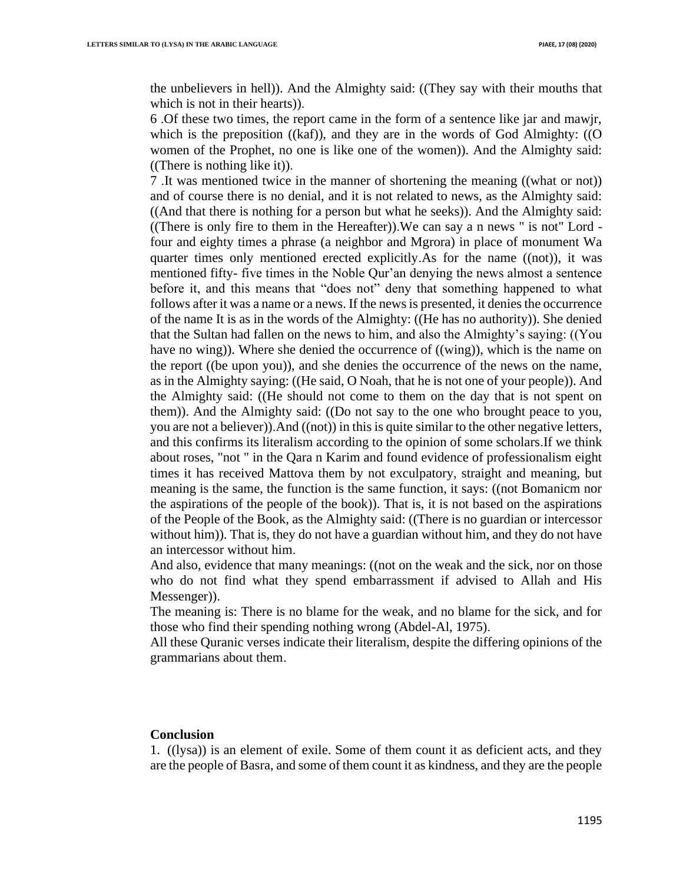the unbelievers in hell)). And the Almighty said: ((They say with their mouths that which is not in their hearts)).

6 .Of these two times, the report came in the form of a sentence like jar and mawjr, which is the preposition ((kaf)), and they are in the words of God Almighty: ((O women of the Prophet, no one is like one of the women)). And the Almighty said: ((There is nothing like it)).

7 .It was mentioned twice in the manner of shortening the meaning ((what or not)) and of course there is no denial, and it is not related to news, as the Almighty said: ((And that there is nothing for a person but what he seeks)). And the Almighty said: ((There is only fire to them in the Hereafter)).We can say a n news " is not" Lord - four and eighty times a phrase (a neighbor and Mgrora) in place of monument Wa quarter times only mentioned erected explicitly.As for the name ((not)), it was mentioned fifty- five times in the Noble Qur'an denying the news almost a sentence before it, and this means that "does not" deny that something happened to what follows after it was a name or a news. If the news is presented, it denies the occurrence of the name It is as in the words of the Almighty: ((He has no authority)). She denied that the Sultan had fallen on the news to him, and also the Almighty's saying: ((You have no wing)). Where she denied the occurrence of ((wing)), which is the name on the report ((be upon you)), and she denies the occurrence of the news on the name, as in the Almighty saying: ((He said, O Noah, that he is not one of your people)). And the Almighty said: ((He should not come to them on the day that is not spent on them)). And the Almighty said: ((Do not say to the one who brought peace to you, you are not a believer)).And ((not)) in this is quite similar to the other negative letters, and this confirms its literalism according to the opinion of some scholars.If we think about roses, "not " in the Qara n Karim and found evidence of professionalism eight times it has received Mattova them by not exculpatory, straight and meaning, but meaning is the same, the function is the same function, it says: ((not Bomanicm nor the aspirations of the people of the book)). That is, it is not based on the aspirations of the People of the Book, as the Almighty said: ((There is no guardian or intercessor without him)). That is, they do not have a guardian without him, and they do not have an intercessor without him.

And also, evidence that many meanings: ((not on the weak and the sick, nor on those who do not find what they spend embarrassment if advised to Allah and His Messenger)).

The meaning is: There is no blame for the weak, and no blame for the sick, and for those who find their spending nothing wrong (Abdel-Al, 1975).

All these Quranic verses indicate their literalism, despite the differing opinions of the grammarians about them.

## Conclusion

1. ((lysa)) is an element of exile. Some of them count it as deficient acts, and they are the people of Basra, and some of them count it as kindness, and they are the people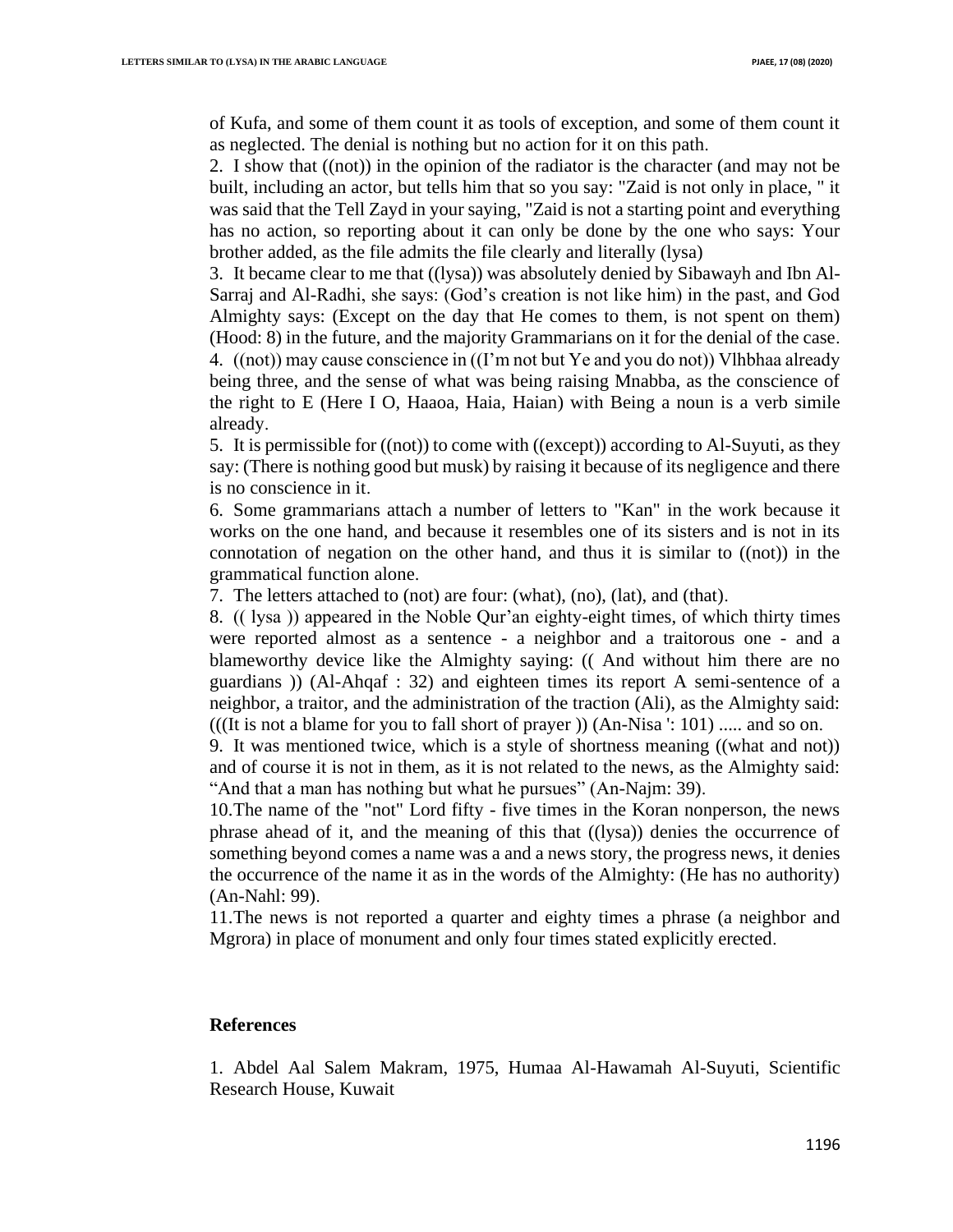of Kufa, and some of them count it as tools of exception, and some of them count it as neglected. The denial is nothing but no action for it on this path.

2. I show that ((not)) in the opinion of the radiator is the character (and may not be built, including an actor, but tells him that so you say: "Zaid is not only in place, " it was said that the Tell Zayd in your saying, "Zaid is not a starting point and everything has no action, so reporting about it can only be done by the one who says: Your brother added, as the file admits the file clearly and literally (lysa)

3. It became clear to me that ((lysa)) was absolutely denied by Sibawayh and Ibn Al-Sarraj and Al-Radhi, she says: (God's creation is not like him) in the past, and God Almighty says: (Except on the day that He comes to them, is not spent on them) (Hood: 8) in the future, and the majority Grammarians on it for the denial of the case.

4. ((not)) may cause conscience in ((I'm not but Ye and you do not)) Vlhbhaa already being three, and the sense of what was being raising Mnabba, as the conscience of the right to E (Here I O, Haaoa, Haia, Haian) with Being a noun is a verb simile already.

5. It is permissible for ((not)) to come with ((except)) according to Al-Suyuti, as they say: (There is nothing good but musk) by raising it because of its negligence and there is no conscience in it.

6. Some grammarians attach a number of letters to "Kan" in the work because it works on the one hand, and because it resembles one of its sisters and is not in its connotation of negation on the other hand, and thus it is similar to ((not)) in the grammatical function alone.

7. The letters attached to (not) are four: (what), (no), (lat), and (that).

8. (( lysa )) appeared in the Noble Qur'an eighty-eight times, of which thirty times were reported almost as a sentence - a neighbor and a traitorous one - and a blameworthy device like the Almighty saying: (( And without him there are no guardians )) (Al-Ahqaf : 32) and eighteen times its report A semi-sentence of a neighbor, a traitor, and the administration of the traction (Ali), as the Almighty said: (((It is not a blame for you to fall short of prayer )) (An-Nisa ': 101) ..... and so on.

9. It was mentioned twice, which is a style of shortness meaning ((what and not)) and of course it is not in them, as it is not related to the news, as the Almighty said: "And that a man has nothing but what he pursues" (An-Najm: 39).

10. The name of the "not" Lord fifty - five times in the Koran nonperson, the news phrase ahead of it, and the meaning of this that ((lysa)) denies the occurrence of something beyond comes a name was a and a news story, the progress news, it denies the occurrence of the name it as in the words of the Almighty: (He has no authority) (An-Nahl: 99).

11. The news is not reported a quarter and eighty times a phrase (a neighbor and Mgrora) in place of monument and only four times stated explicitly erected.

## References

1. Abdel Aal Salem Makram, 1975, Humaa Al-Hawamah Al-Suyuti, Scientific Research House, Kuwait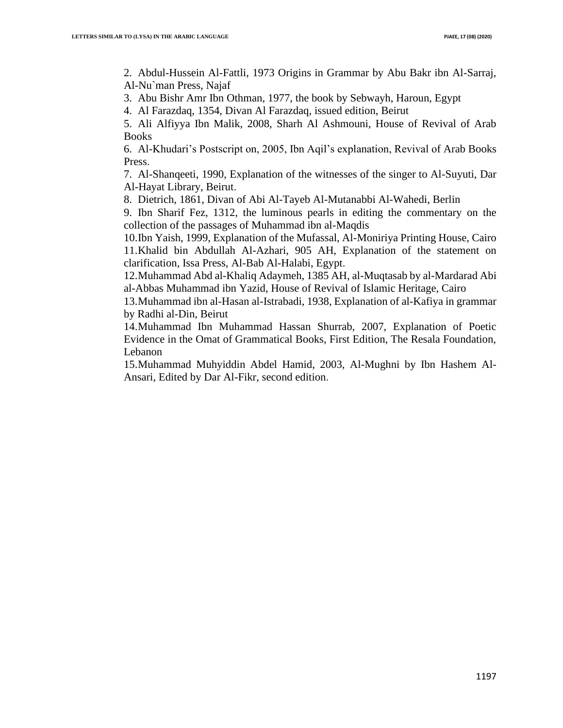2. Abdul-Hussein Al-Fattli, 1973 Origins in Grammar by Abu Bakr ibn Al-Sarraj, Al-Nu`man Press, Najaf
3. Abu Bishr Amr Ibn Othman, 1977, the book by Sebwayh, Haroun, Egypt
4. Al Farazdaq, 1354, Divan Al Farazdaq, issued edition, Beirut
5. Ali Alfiyya Ibn Malik, 2008, Sharh Al Ashmouni, House of Revival of Arab Books
6. Al-Khudari's Postscript on, 2005, Ibn Aqil's explanation, Revival of Arab Books Press.
7. Al-Shanqeeti, 1990, Explanation of the witnesses of the singer to Al-Suyuti, Dar Al-Hayat Library, Beirut.
8. Dietrich, 1861, Divan of Abi Al-Tayeb Al-Mutanabbi Al-Wahedi, Berlin
9. Ibn Sharif Fez, 1312, the luminous pearls in editing the commentary on the collection of the passages of Muhammad ibn al-Maqdis
10. Ibn Yaish, 1999, Explanation of the Mufassal, Al-Moniriya Printing House, Cairo
11. Khalid bin Abdullah Al-Azhari, 905 AH, Explanation of the statement on clarification, Issa Press, Al-Bab Al-Halabi, Egypt.
12. Muhammad Abd al-Khaliq Adaymeh, 1385 AH, al-Muqtasab by al-Mardarad Abi al-Abbas Muhammad ibn Yazid, House of Revival of Islamic Heritage, Cairo
13. Muhammad ibn al-Hasan al-Istrabadi, 1938, Explanation of al-Kafiya in grammar by Radhi al-Din, Beirut
14. Muhammad Ibn Muhammad Hassan Shurrab, 2007, Explanation of Poetic Evidence in the Omat of Grammatical Books, First Edition, The Resala Foundation, Lebanon
15. Muhammad Muhyiddin Abdel Hamid, 2003, Al-Mughni by Ibn Hashem Al-Ansari, Edited by Dar Al-Fikr, second edition.